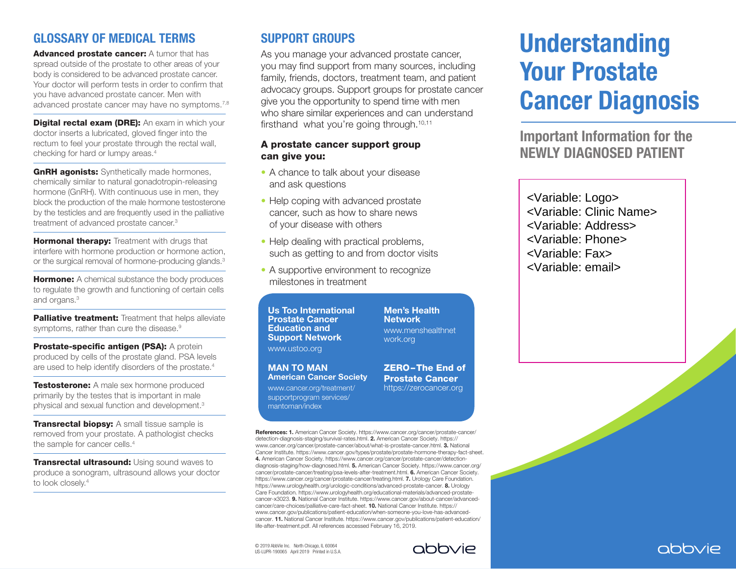## GLOSSARY OF MEDICAL TERMS

**Advanced prostate cancer:** A tumor that has spread outside of the prostate to other areas of your body is considered to be advanced prostate cancer. Your doctor will perform tests in order to confirm that you have advanced prostate cancer. Men with advanced prostate cancer may have no symptoms.[7,8]

**Digital rectal exam (DRE):** An exam in which your doctor inserts a lubricated, gloved finger into the rectum to feel your prostate through the rectal wall, checking for hard or lumpy areas.[4]

**GnRH agonists:** Synthetically made hormones, chemically similar to natural gonadotropin-releasing hormone (GnRH). With continuous use in men, they block the production of the male hormone testosterone by the testicles and are frequently used in the palliative treatment of advanced prostate cancer.[3]

**Hormonal therapy:** Treatment with drugs that interfere with hormone production or hormone action, or the surgical removal of hormone-producing glands.[3]

**Hormone:** A chemical substance the body produces to regulate the growth and functioning of certain cells and organs.[3]

**Palliative treatment:** Treatment that helps alleviate symptoms, rather than cure the disease.[9]

**Prostate-specific antigen (PSA):** A protein produced by cells of the prostate gland. PSA levels are used to help identify disorders of the prostate.[4]

**Testosterone:** A male sex hormone produced primarily by the testes that is important in male physical and sexual function and development.[3]

**Transrectal biopsy:** A small tissue sample is removed from your prostate. A pathologist checks the sample for cancer cells.[4]

**Transrectal ultrasound:** Using sound waves to produce a sonogram, ultrasound allows your doctor to look closely.[4]

## SUPPORT GROUPS

As you manage your advanced prostate cancer, you may find support from many sources, including family, friends, doctors, treatment team, and patient advocacy groups. Support groups for prostate cancer give you the opportunity to spend time with men who share similar experiences and can understand firsthand what you're going through.[10,11]

### A prostate cancer support group can give you:

- A chance to talk about your disease and ask questions
- Help coping with advanced prostate cancer, such as how to share news of your disease with others
- Help dealing with practical problems, such as getting to and from doctor visits
- A supportive environment to recognize milestones in treatment

**Us Too International Prostate Cancer Education and Support Network**
www.ustoo.org

**Men's Health Network**
www.menshealthnetwork.org

**MAN TO MAN American Cancer Society**
www.cancer.org/treatment/supportprogram services/mantoman/index

**ZERO–The End of Prostate Cancer**
https://zerocancer.org

**References: 1.** American Cancer Society. https://www.cancer.org/cancer/prostate-cancer/detection-diagnosis-staging/survival-rates.html. **2.** American Cancer Society. https://www.cancer.org/cancer/prostate-cancer/about/what-is-prostate-cancer.html. **3.** National Cancer Institute. https://www.cancer.gov/types/prostate/prostate-hormone-therapy-fact-sheet. **4.** American Cancer Society. https://www.cancer.org/cancer/prostate-cancer/detection-diagnosis-staging/how-diagnosed.html. **5.** American Cancer Society. https://www.cancer.org/cancer/prostate-cancer/treating/psa-levels-after-treatment.html. **6.** American Cancer Society. https://www.cancer.org/cancer/prostate-cancer/treating.html. **7.** Urology Care Foundation. https://www.urologyhealth.org/urologic-conditions/advanced-prostate-cancer. **8.** Urology Care Foundation. https://www.urologyhealth.org/educational-materials/advanced-prostate-cancer-x3023. **9.** National Cancer Institute. https://www.cancer.gov/about-cancer/advanced-cancer/care-choices/palliative-care-fact-sheet. **10.** National Cancer Institute. https://www.cancer.gov/publications/patient-education/when-someone-you-love-has-advanced-cancer. **11.** National Cancer Institute. https://www.cancer.gov/publications/patient-education/life-after-treatment.pdf. All references accessed February 16, 2019.

© 2019 AbbVie Inc. North Chicago, IL 60064
US-LUPR-190065 April 2019 Printed in U.S.A.

abbvie

# Understanding Your Prostate Cancer Diagnosis

## Important Information for the NEWLY DIAGNOSED PATIENT

<Variable: Logo>
<Variable: Clinic Name>
<Variable: Address>
<Variable: Phone>
<Variable: Fax>
<Variable: email>

abbvie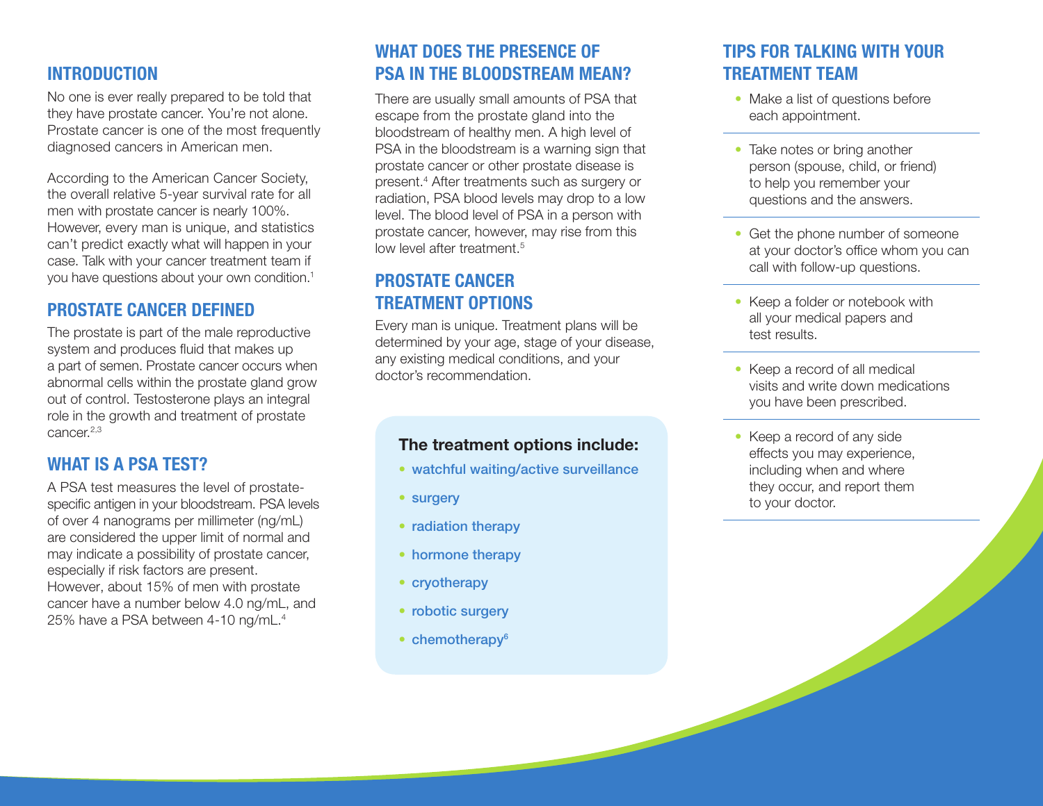## INTRODUCTION

No one is ever really prepared to be told that they have prostate cancer. You're not alone. Prostate cancer is one of the most frequently diagnosed cancers in American men.

According to the American Cancer Society, the overall relative 5-year survival rate for all men with prostate cancer is nearly 100%. However, every man is unique, and statistics can't predict exactly what will happen in your case. Talk with your cancer treatment team if you have questions about your own condition.[1]

## PROSTATE CANCER DEFINED

The prostate is part of the male reproductive system and produces fluid that makes up a part of semen. Prostate cancer occurs when abnormal cells within the prostate gland grow out of control. Testosterone plays an integral role in the growth and treatment of prostate cancer.[2,3]

## WHAT IS A PSA TEST?

A PSA test measures the level of prostate-specific antigen in your bloodstream. PSA levels of over 4 nanograms per millimeter (ng/mL) are considered the upper limit of normal and may indicate a possibility of prostate cancer, especially if risk factors are present. However, about 15% of men with prostate cancer have a number below 4.0 ng/mL, and 25% have a PSA between 4-10 ng/mL.[4]

## WHAT DOES THE PRESENCE OF PSA IN THE BLOODSTREAM MEAN?

There are usually small amounts of PSA that escape from the prostate gland into the bloodstream of healthy men. A high level of PSA in the bloodstream is a warning sign that prostate cancer or other prostate disease is present.[4] After treatments such as surgery or radiation, PSA blood levels may drop to a low level. The blood level of PSA in a person with prostate cancer, however, may rise from this low level after treatment.[5]

## PROSTATE CANCER TREATMENT OPTIONS

Every man is unique. Treatment plans will be determined by your age, stage of your disease, any existing medical conditions, and your doctor's recommendation.

**The treatment options include:**

- watchful waiting/active surveillance
- surgery
- radiation therapy
- hormone therapy
- cryotherapy
- robotic surgery
- chemotherapy[6]

## TIPS FOR TALKING WITH YOUR TREATMENT TEAM

- Make a list of questions before each appointment.
- Take notes or bring another person (spouse, child, or friend) to help you remember your questions and the answers.
- Get the phone number of someone at your doctor's office whom you can call with follow-up questions.
- Keep a folder or notebook with all your medical papers and test results.
- Keep a record of all medical visits and write down medications you have been prescribed.
- Keep a record of any side effects you may experience, including when and where they occur, and report them to your doctor.